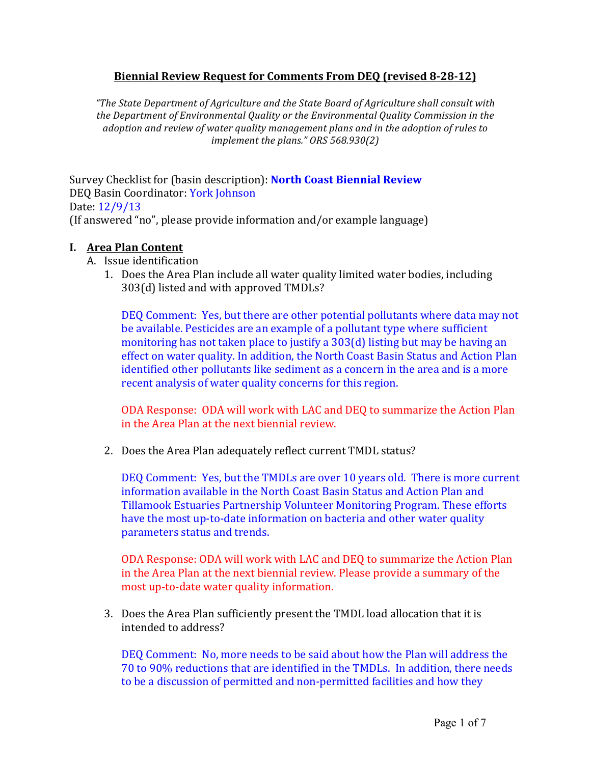## Biennial Review Request for Comments From DEQ (revised 8-28-12)

*"The State Department of Agriculture and the State Board of Agriculture shall consult with the Department of Environmental Quality or the Environmental Quality Commission in the adoption and review of water quality management plans and in the adoption of rules to implement the plans." ORS 568.930(2)*

Survey Checklist for (basin description): **North Coast Biennial Review**
DEQ Basin Coordinator: York Johnson
Date: 12/9/13
(If answered "no", please provide information and/or example language)

### I. Area Plan Content

A. Issue identification

1. Does the Area Plan include all water quality limited water bodies, including 303(d) listed and with approved TMDLs?

   DEQ Comment: Yes, but there are other potential pollutants where data may not be available. Pesticides are an example of a pollutant type where sufficient monitoring has not taken place to justify a 303(d) listing but may be having an effect on water quality. In addition, the North Coast Basin Status and Action Plan identified other pollutants like sediment as a concern in the area and is a more recent analysis of water quality concerns for this region.

   ODA Response: ODA will work with LAC and DEQ to summarize the Action Plan in the Area Plan at the next biennial review.

2. Does the Area Plan adequately reflect current TMDL status?

   DEQ Comment: Yes, but the TMDLs are over 10 years old. There is more current information available in the North Coast Basin Status and Action Plan and Tillamook Estuaries Partnership Volunteer Monitoring Program. These efforts have the most up-to-date information on bacteria and other water quality parameters status and trends.

   ODA Response: ODA will work with LAC and DEQ to summarize the Action Plan in the Area Plan at the next biennial review. Please provide a summary of the most up-to-date water quality information.

3. Does the Area Plan sufficiently present the TMDL load allocation that it is intended to address?

   DEQ Comment: No, more needs to be said about how the Plan will address the 70 to 90% reductions that are identified in the TMDLs. In addition, there needs to be a discussion of permitted and non-permitted facilities and how they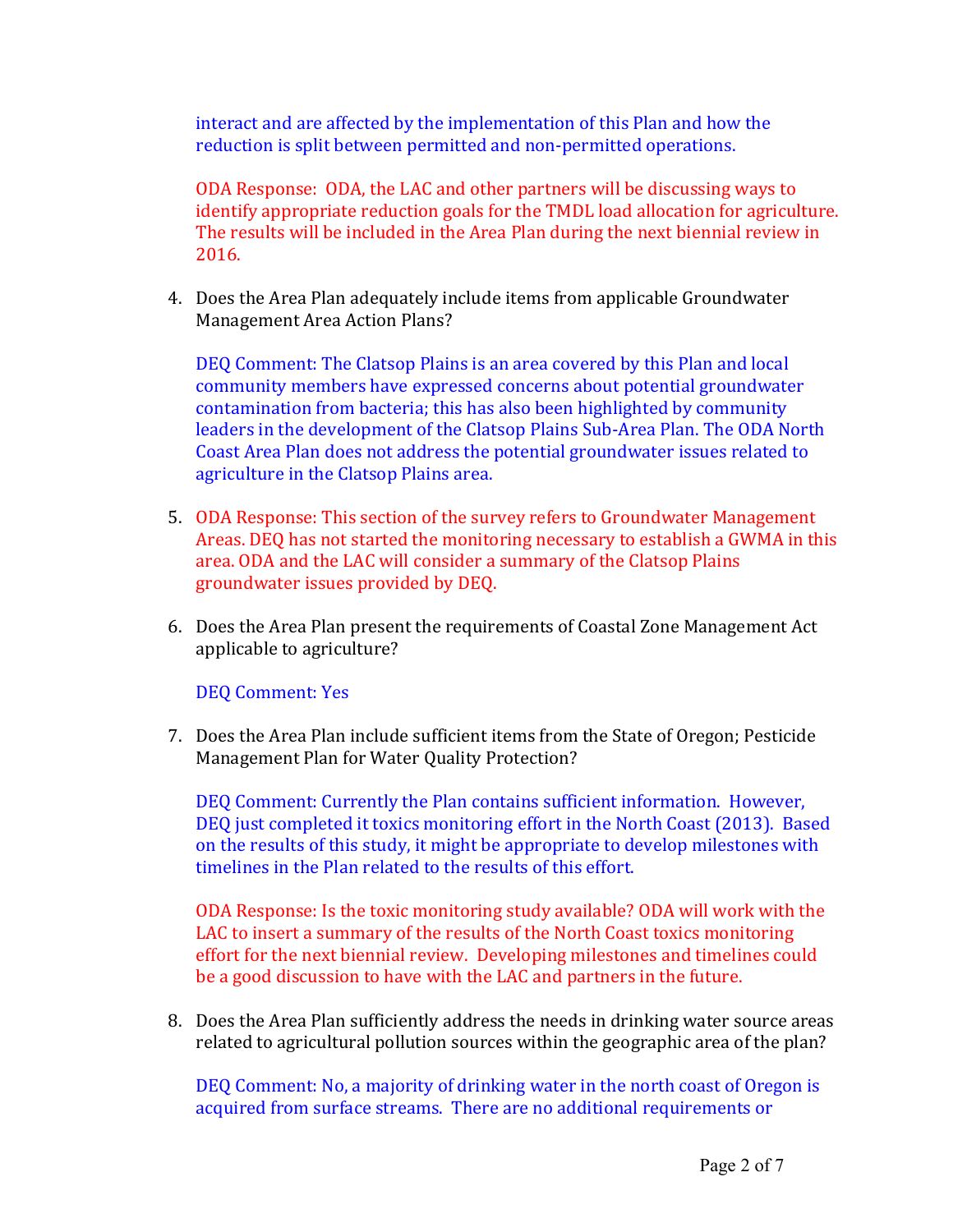interact and are affected by the implementation of this Plan and how the reduction is split between permitted and non-permitted operations.

ODA Response: ODA, the LAC and other partners will be discussing ways to identify appropriate reduction goals for the TMDL load allocation for agriculture. The results will be included in the Area Plan during the next biennial review in 2016.

4. Does the Area Plan adequately include items from applicable Groundwater Management Area Action Plans?

   DEQ Comment: The Clatsop Plains is an area covered by this Plan and local community members have expressed concerns about potential groundwater contamination from bacteria; this has also been highlighted by community leaders in the development of the Clatsop Plains Sub-Area Plan. The ODA North Coast Area Plan does not address the potential groundwater issues related to agriculture in the Clatsop Plains area.

5. ODA Response: This section of the survey refers to Groundwater Management Areas. DEQ has not started the monitoring necessary to establish a GWMA in this area. ODA and the LAC will consider a summary of the Clatsop Plains groundwater issues provided by DEQ.

6. Does the Area Plan present the requirements of Coastal Zone Management Act applicable to agriculture?

   DEQ Comment: Yes

7. Does the Area Plan include sufficient items from the State of Oregon; Pesticide Management Plan for Water Quality Protection?

   DEQ Comment: Currently the Plan contains sufficient information. However, DEQ just completed it toxics monitoring effort in the North Coast (2013). Based on the results of this study, it might be appropriate to develop milestones with timelines in the Plan related to the results of this effort.

   ODA Response: Is the toxic monitoring study available? ODA will work with the LAC to insert a summary of the results of the North Coast toxics monitoring effort for the next biennial review. Developing milestones and timelines could be a good discussion to have with the LAC and partners in the future.

8. Does the Area Plan sufficiently address the needs in drinking water source areas related to agricultural pollution sources within the geographic area of the plan?

   DEQ Comment: No, a majority of drinking water in the north coast of Oregon is acquired from surface streams. There are no additional requirements or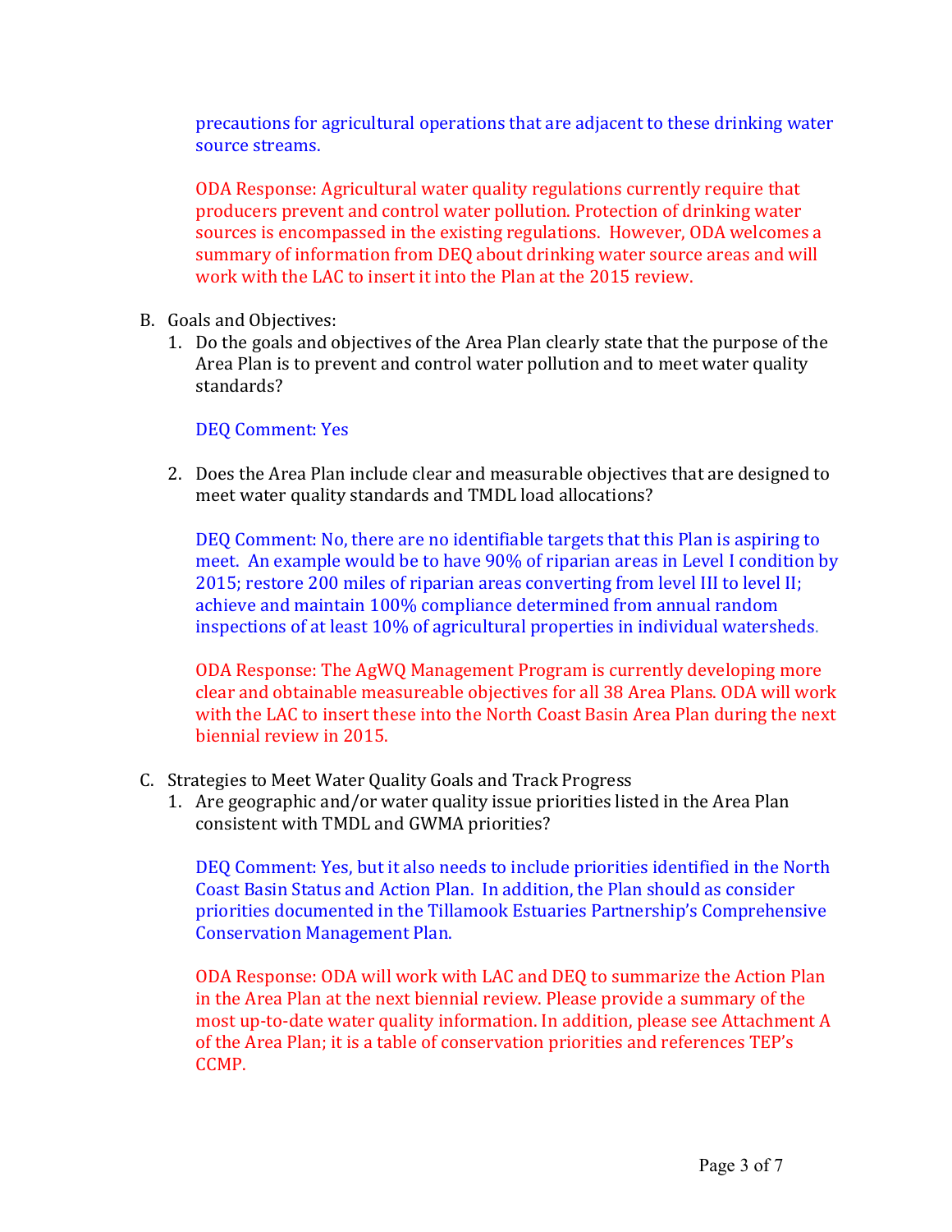precautions for agricultural operations that are adjacent to these drinking water source streams.

ODA Response: Agricultural water quality regulations currently require that producers prevent and control water pollution. Protection of drinking water sources is encompassed in the existing regulations. However, ODA welcomes a summary of information from DEQ about drinking water source areas and will work with the LAC to insert it into the Plan at the 2015 review.

B. Goals and Objectives:
   1. Do the goals and objectives of the Area Plan clearly state that the purpose of the Area Plan is to prevent and control water pollution and to meet water quality standards?

      DEQ Comment: Yes

   2. Does the Area Plan include clear and measurable objectives that are designed to meet water quality standards and TMDL load allocations?

      DEQ Comment: No, there are no identifiable targets that this Plan is aspiring to meet. An example would be to have 90% of riparian areas in Level I condition by 2015; restore 200 miles of riparian areas converting from level III to level II; achieve and maintain 100% compliance determined from annual random inspections of at least 10% of agricultural properties in individual watersheds.

      ODA Response: The AgWQ Management Program is currently developing more clear and obtainable measureable objectives for all 38 Area Plans. ODA will work with the LAC to insert these into the North Coast Basin Area Plan during the next biennial review in 2015.

C. Strategies to Meet Water Quality Goals and Track Progress
   1. Are geographic and/or water quality issue priorities listed in the Area Plan consistent with TMDL and GWMA priorities?

      DEQ Comment: Yes, but it also needs to include priorities identified in the North Coast Basin Status and Action Plan. In addition, the Plan should as consider priorities documented in the Tillamook Estuaries Partnership's Comprehensive Conservation Management Plan.

      ODA Response: ODA will work with LAC and DEQ to summarize the Action Plan in the Area Plan at the next biennial review. Please provide a summary of the most up-to-date water quality information. In addition, please see Attachment A of the Area Plan; it is a table of conservation priorities and references TEP's CCMP.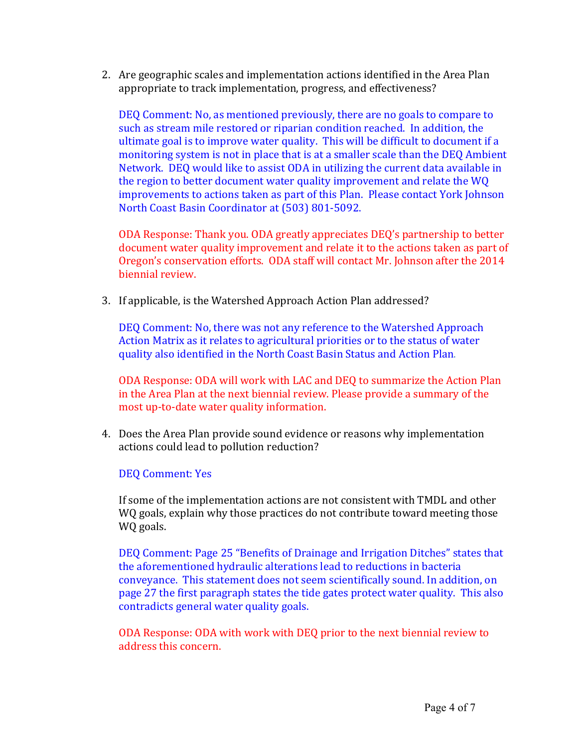2. Are geographic scales and implementation actions identified in the Area Plan appropriate to track implementation, progress, and effectiveness?

   DEQ Comment: No, as mentioned previously, there are no goals to compare to such as stream mile restored or riparian condition reached. In addition, the ultimate goal is to improve water quality. This will be difficult to document if a monitoring system is not in place that is at a smaller scale than the DEQ Ambient Network. DEQ would like to assist ODA in utilizing the current data available in the region to better document water quality improvement and relate the WQ improvements to actions taken as part of this Plan. Please contact York Johnson North Coast Basin Coordinator at (503) 801-5092.

   ODA Response: Thank you. ODA greatly appreciates DEQ's partnership to better document water quality improvement and relate it to the actions taken as part of Oregon's conservation efforts. ODA staff will contact Mr. Johnson after the 2014 biennial review.

3. If applicable, is the Watershed Approach Action Plan addressed?

   DEQ Comment: No, there was not any reference to the Watershed Approach Action Matrix as it relates to agricultural priorities or to the status of water quality also identified in the North Coast Basin Status and Action Plan.

   ODA Response: ODA will work with LAC and DEQ to summarize the Action Plan in the Area Plan at the next biennial review. Please provide a summary of the most up-to-date water quality information.

4. Does the Area Plan provide sound evidence or reasons why implementation actions could lead to pollution reduction?

   DEQ Comment: Yes

   If some of the implementation actions are not consistent with TMDL and other WQ goals, explain why those practices do not contribute toward meeting those WQ goals.

   DEQ Comment: Page 25 "Benefits of Drainage and Irrigation Ditches" states that the aforementioned hydraulic alterations lead to reductions in bacteria conveyance. This statement does not seem scientifically sound. In addition, on page 27 the first paragraph states the tide gates protect water quality. This also contradicts general water quality goals.

   ODA Response: ODA with work with DEQ prior to the next biennial review to address this concern.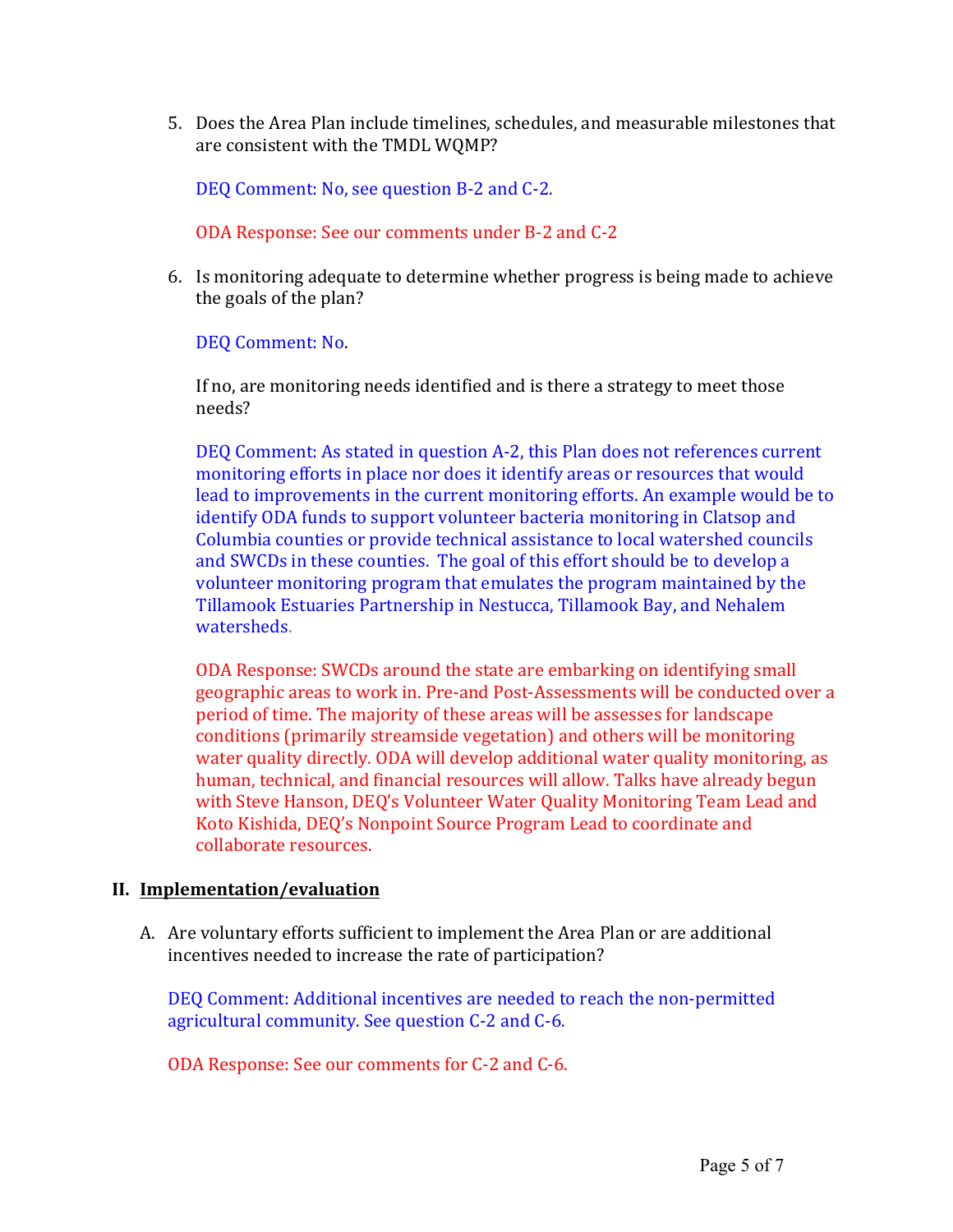5. Does the Area Plan include timelines, schedules, and measurable milestones that are consistent with the TMDL WQMP?

   DEQ Comment: No, see question B-2 and C-2.

   ODA Response: See our comments under B-2 and C-2

6. Is monitoring adequate to determine whether progress is being made to achieve the goals of the plan?

   DEQ Comment: No.

   If no, are monitoring needs identified and is there a strategy to meet those needs?

   DEQ Comment: As stated in question A-2, this Plan does not references current monitoring efforts in place nor does it identify areas or resources that would lead to improvements in the current monitoring efforts. An example would be to identify ODA funds to support volunteer bacteria monitoring in Clatsop and Columbia counties or provide technical assistance to local watershed councils and SWCDs in these counties. The goal of this effort should be to develop a volunteer monitoring program that emulates the program maintained by the Tillamook Estuaries Partnership in Nestucca, Tillamook Bay, and Nehalem watersheds.

   ODA Response: SWCDs around the state are embarking on identifying small geographic areas to work in. Pre-and Post-Assessments will be conducted over a period of time. The majority of these areas will be assesses for landscape conditions (primarily streamside vegetation) and others will be monitoring water quality directly. ODA will develop additional water quality monitoring, as human, technical, and financial resources will allow. Talks have already begun with Steve Hanson, DEQ's Volunteer Water Quality Monitoring Team Lead and Koto Kishida, DEQ's Nonpoint Source Program Lead to coordinate and collaborate resources.

## II. Implementation/evaluation

A. Are voluntary efforts sufficient to implement the Area Plan or are additional incentives needed to increase the rate of participation?

   DEQ Comment: Additional incentives are needed to reach the non-permitted agricultural community. See question C-2 and C-6.

   ODA Response: See our comments for C-2 and C-6.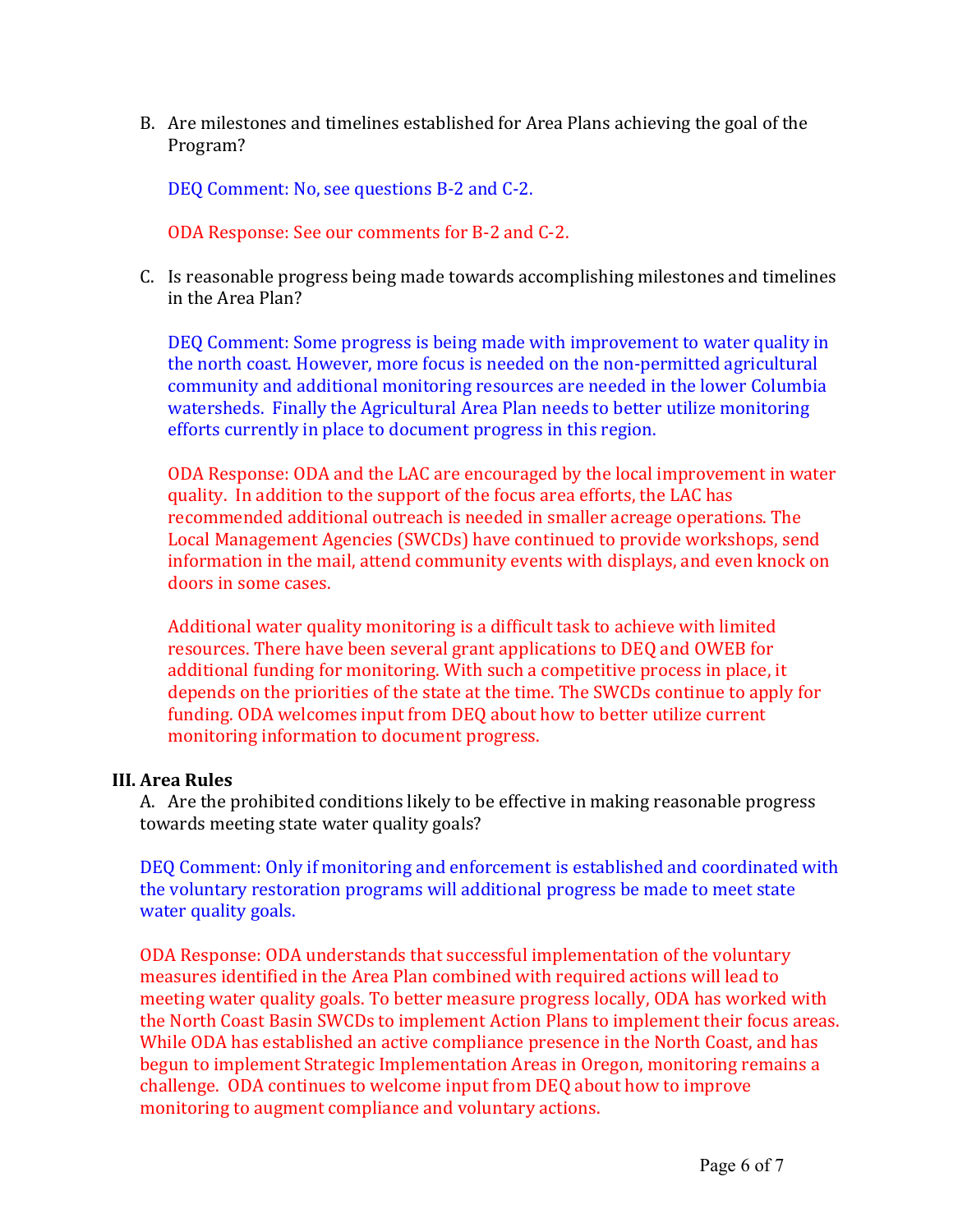B. Are milestones and timelines established for Area Plans achieving the goal of the Program?

   DEQ Comment: No, see questions B-2 and C-2.

   ODA Response: See our comments for B-2 and C-2.

C. Is reasonable progress being made towards accomplishing milestones and timelines in the Area Plan?

   DEQ Comment: Some progress is being made with improvement to water quality in the north coast. However, more focus is needed on the non-permitted agricultural community and additional monitoring resources are needed in the lower Columbia watersheds. Finally the Agricultural Area Plan needs to better utilize monitoring efforts currently in place to document progress in this region.

   ODA Response: ODA and the LAC are encouraged by the local improvement in water quality. In addition to the support of the focus area efforts, the LAC has recommended additional outreach is needed in smaller acreage operations. The Local Management Agencies (SWCDs) have continued to provide workshops, send information in the mail, attend community events with displays, and even knock on doors in some cases.

   Additional water quality monitoring is a difficult task to achieve with limited resources. There have been several grant applications to DEQ and OWEB for additional funding for monitoring. With such a competitive process in place, it depends on the priorities of the state at the time. The SWCDs continue to apply for funding. ODA welcomes input from DEQ about how to better utilize current monitoring information to document progress.

## III. Area Rules

A. Are the prohibited conditions likely to be effective in making reasonable progress towards meeting state water quality goals?

DEQ Comment: Only if monitoring and enforcement is established and coordinated with the voluntary restoration programs will additional progress be made to meet state water quality goals.

ODA Response: ODA understands that successful implementation of the voluntary measures identified in the Area Plan combined with required actions will lead to meeting water quality goals. To better measure progress locally, ODA has worked with the North Coast Basin SWCDs to implement Action Plans to implement their focus areas. While ODA has established an active compliance presence in the North Coast, and has begun to implement Strategic Implementation Areas in Oregon, monitoring remains a challenge. ODA continues to welcome input from DEQ about how to improve monitoring to augment compliance and voluntary actions.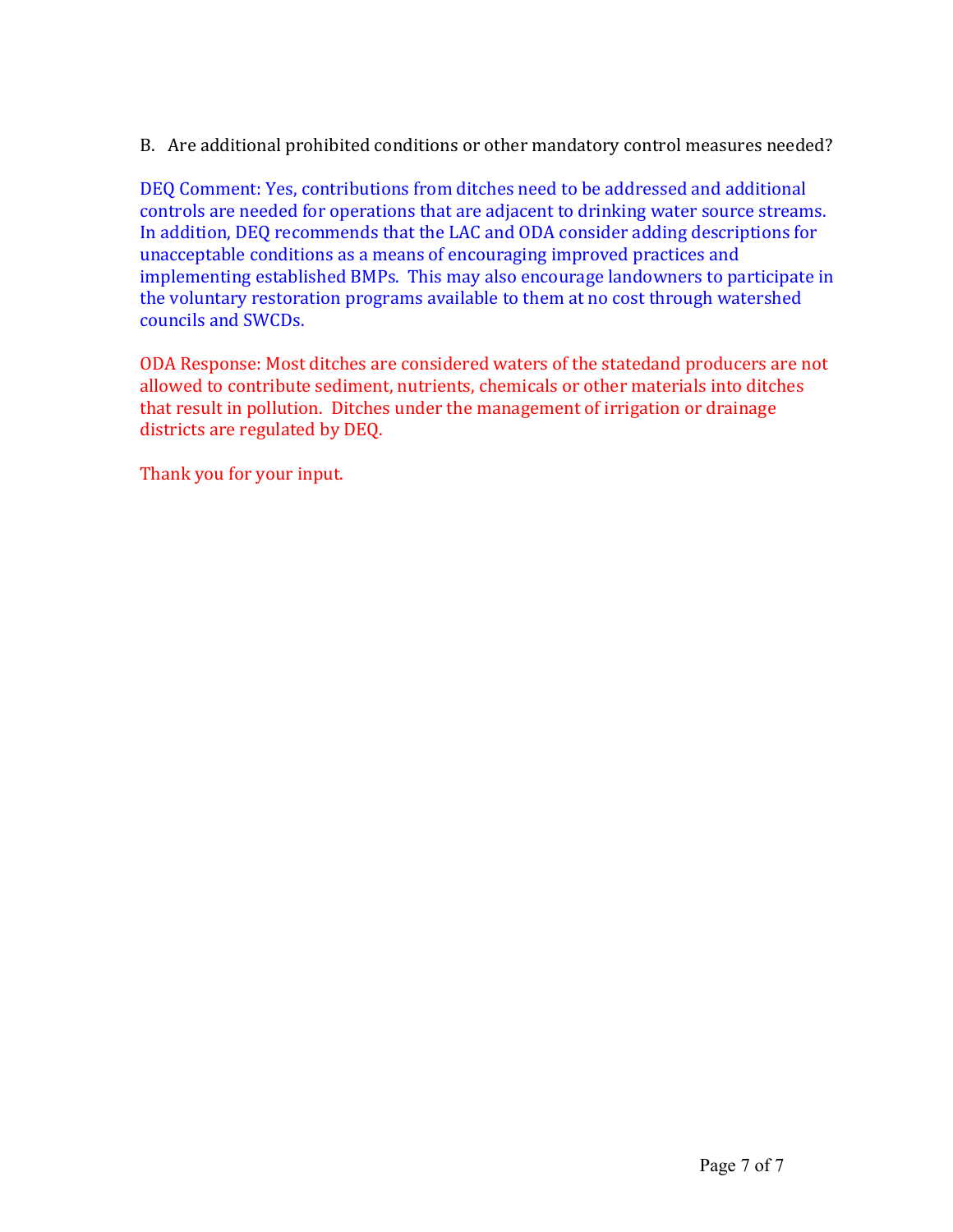B. Are additional prohibited conditions or other mandatory control measures needed?

DEQ Comment: Yes, contributions from ditches need to be addressed and additional controls are needed for operations that are adjacent to drinking water source streams. In addition, DEQ recommends that the LAC and ODA consider adding descriptions for unacceptable conditions as a means of encouraging improved practices and implementing established BMPs. This may also encourage landowners to participate in the voluntary restoration programs available to them at no cost through watershed councils and SWCDs.

ODA Response: Most ditches are considered waters of the statedand producers are not allowed to contribute sediment, nutrients, chemicals or other materials into ditches that result in pollution. Ditches under the management of irrigation or drainage districts are regulated by DEQ.

Thank you for your input.